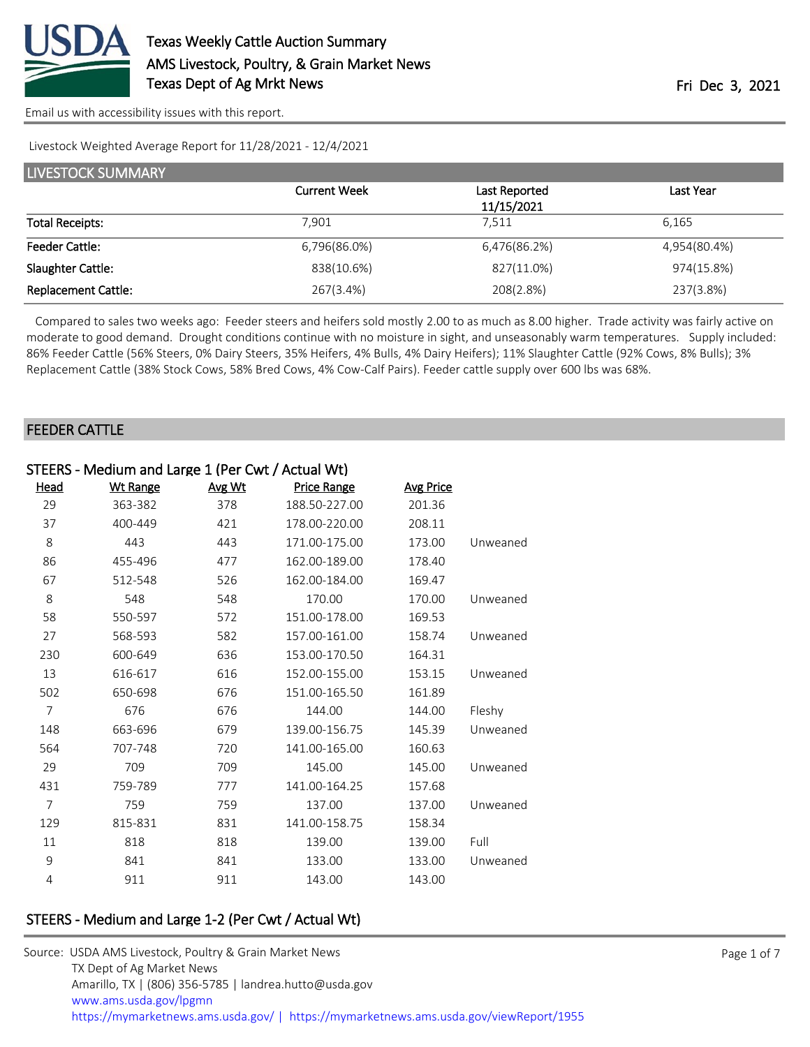# Texas Weekly Cattle Auction Summary

AMS Livestock, Poultry, & Grain Market News
Texas Dept of Ag Mrkt News

Fri Dec 3, 2021

Email us with accessibility issues with this report.

Livestock Weighted Average Report for 11/28/2021 - 12/4/2021

## LIVESTOCK SUMMARY

| | Current Week | Last Reported 11/15/2021 | Last Year |
|---|---|---|---|
| Total Receipts: | 7,901 | 7,511 | 6,165 |
| Feeder Cattle: | 6,796(86.0%) | 6,476(86.2%) | 4,954(80.4%) |
| Slaughter Cattle: | 838(10.6%) | 827(11.0%) | 974(15.8%) |
| Replacement Cattle: | 267(3.4%) | 208(2.8%) | 237(3.8%) |

Compared to sales two weeks ago: Feeder steers and heifers sold mostly 2.00 to as much as 8.00 higher. Trade activity was fairly active on moderate to good demand. Drought conditions continue with no moisture in sight, and unseasonably warm temperatures. Supply included: 86% Feeder Cattle (56% Steers, 0% Dairy Steers, 35% Heifers, 4% Bulls, 4% Dairy Heifers); 11% Slaughter Cattle (92% Cows, 8% Bulls); 3% Replacement Cattle (38% Stock Cows, 58% Bred Cows, 4% Cow-Calf Pairs). Feeder cattle supply over 600 lbs was 68%.

## FEEDER CATTLE

### STEERS - Medium and Large 1 (Per Cwt / Actual Wt)

| Head | Wt Range | Avg Wt | Price Range | Avg Price | |
|---|---|---|---|---|---|
| 29 | 363-382 | 378 | 188.50-227.00 | 201.36 | |
| 37 | 400-449 | 421 | 178.00-220.00 | 208.11 | |
| 8 | 443 | 443 | 171.00-175.00 | 173.00 | Unweaned |
| 86 | 455-496 | 477 | 162.00-189.00 | 178.40 | |
| 67 | 512-548 | 526 | 162.00-184.00 | 169.47 | |
| 8 | 548 | 548 | 170.00 | 170.00 | Unweaned |
| 58 | 550-597 | 572 | 151.00-178.00 | 169.53 | |
| 27 | 568-593 | 582 | 157.00-161.00 | 158.74 | Unweaned |
| 230 | 600-649 | 636 | 153.00-170.50 | 164.31 | |
| 13 | 616-617 | 616 | 152.00-155.00 | 153.15 | Unweaned |
| 502 | 650-698 | 676 | 151.00-165.50 | 161.89 | |
| 7 | 676 | 676 | 144.00 | 144.00 | Fleshy |
| 148 | 663-696 | 679 | 139.00-156.75 | 145.39 | Unweaned |
| 564 | 707-748 | 720 | 141.00-165.00 | 160.63 | |
| 29 | 709 | 709 | 145.00 | 145.00 | Unweaned |
| 431 | 759-789 | 777 | 141.00-164.25 | 157.68 | |
| 7 | 759 | 759 | 137.00 | 137.00 | Unweaned |
| 129 | 815-831 | 831 | 141.00-158.75 | 158.34 | |
| 11 | 818 | 818 | 139.00 | 139.00 | Full |
| 9 | 841 | 841 | 133.00 | 133.00 | Unweaned |
| 4 | 911 | 911 | 143.00 | 143.00 | |

### STEERS - Medium and Large 1-2 (Per Cwt / Actual Wt)

Source: USDA AMS Livestock, Poultry & Grain Market News
TX Dept of Ag Market News
Amarillo, TX | (806) 356-5785 | landrea.hutto@usda.gov
www.ams.usda.gov/lpgmn
https://mymarketnews.ams.usda.gov/ | https://mymarketnews.ams.usda.gov/viewReport/1955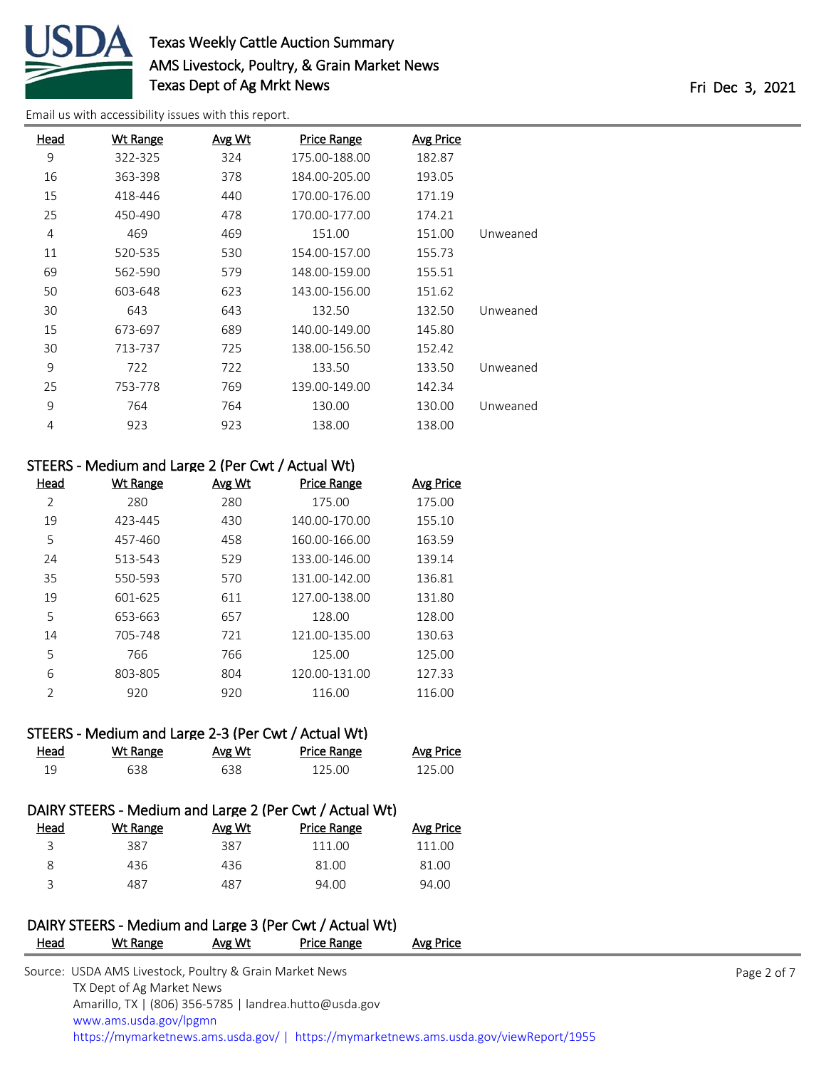| Head | Wt Range | Avg Wt | Price Range | Avg Price | |
|---|---|---|---|---|---|
| 9 | 322-325 | 324 | 175.00-188.00 | 182.87 | |
| 16 | 363-398 | 378 | 184.00-205.00 | 193.05 | |
| 15 | 418-446 | 440 | 170.00-176.00 | 171.19 | |
| 25 | 450-490 | 478 | 170.00-177.00 | 174.21 | |
| 4 | 469 | 469 | 151.00 | 151.00 | Unweaned |
| 11 | 520-535 | 530 | 154.00-157.00 | 155.73 | |
| 69 | 562-590 | 579 | 148.00-159.00 | 155.51 | |
| 50 | 603-648 | 623 | 143.00-156.00 | 151.62 | |
| 30 | 643 | 643 | 132.50 | 132.50 | Unweaned |
| 15 | 673-697 | 689 | 140.00-149.00 | 145.80 | |
| 30 | 713-737 | 725 | 138.00-156.50 | 152.42 | |
| 9 | 722 | 722 | 133.50 | 133.50 | Unweaned |
| 25 | 753-778 | 769 | 139.00-149.00 | 142.34 | |
| 9 | 764 | 764 | 130.00 | 130.00 | Unweaned |
| 4 | 923 | 923 | 138.00 | 138.00 | |

## STEERS - Medium and Large 2 (Per Cwt / Actual Wt)

| Head | Wt Range | Avg Wt | Price Range | Avg Price |
|---|---|---|---|---|
| 2 | 280 | 280 | 175.00 | 175.00 |
| 19 | 423-445 | 430 | 140.00-170.00 | 155.10 |
| 5 | 457-460 | 458 | 160.00-166.00 | 163.59 |
| 24 | 513-543 | 529 | 133.00-146.00 | 139.14 |
| 35 | 550-593 | 570 | 131.00-142.00 | 136.81 |
| 19 | 601-625 | 611 | 127.00-138.00 | 131.80 |
| 5 | 653-663 | 657 | 128.00 | 128.00 |
| 14 | 705-748 | 721 | 121.00-135.00 | 130.63 |
| 5 | 766 | 766 | 125.00 | 125.00 |
| 6 | 803-805 | 804 | 120.00-131.00 | 127.33 |
| 2 | 920 | 920 | 116.00 | 116.00 |

## STEERS - Medium and Large 2-3 (Per Cwt / Actual Wt)

| Head | Wt Range | Avg Wt | Price Range | Avg Price |
|---|---|---|---|---|
| 19 | 638 | 638 | 125.00 | 125.00 |

## DAIRY STEERS - Medium and Large 2 (Per Cwt / Actual Wt)

| Head | Wt Range | Avg Wt | Price Range | Avg Price |
|---|---|---|---|---|
| 3 | 387 | 387 | 111.00 | 111.00 |
| 8 | 436 | 436 | 81.00 | 81.00 |
| 3 | 487 | 487 | 94.00 | 94.00 |

## DAIRY STEERS - Medium and Large 3 (Per Cwt / Actual Wt)

| Head | Wt Range | Avg Wt | Price Range | Avg Price |
|---|---|---|---|---|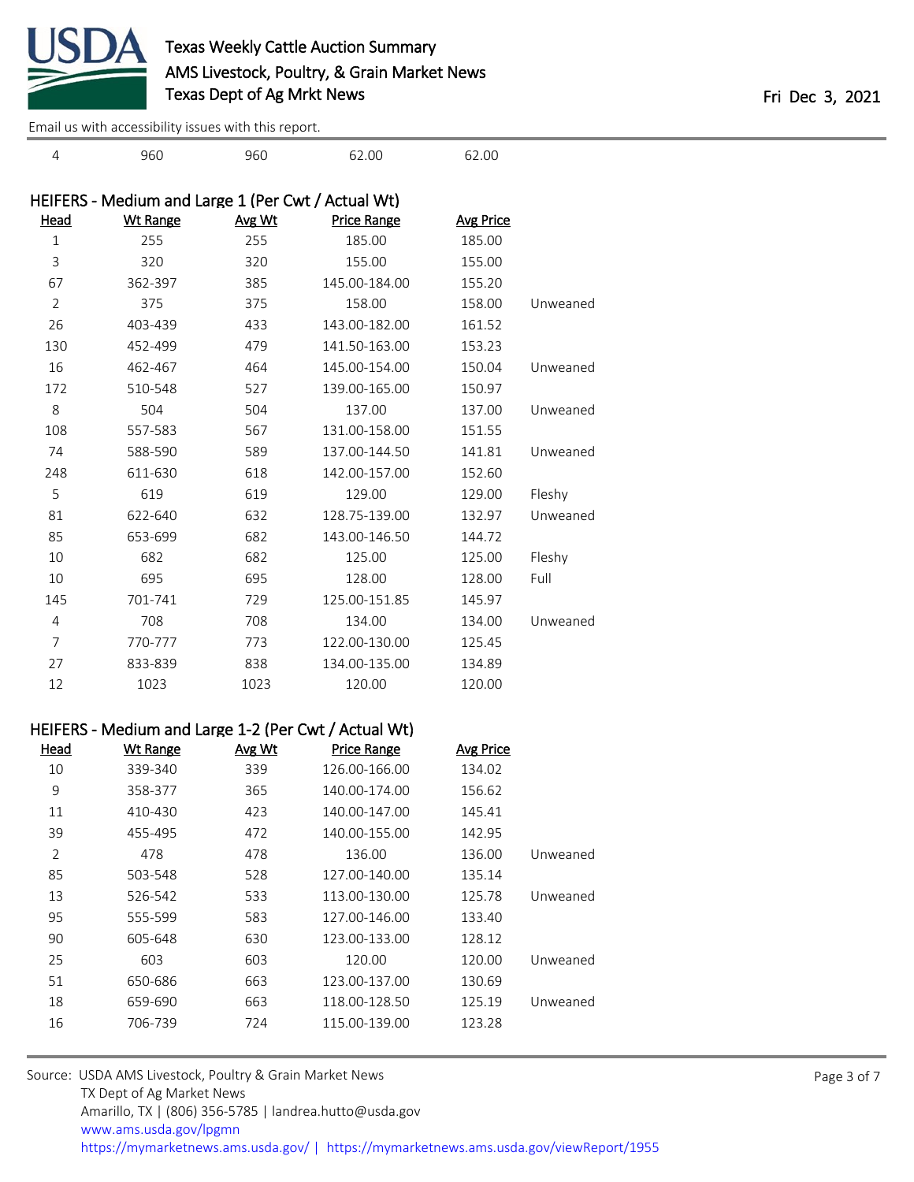| Head | Wt Range | Avg Wt | Price Range | Avg Price | |
|---|---|---|---|---|---|
| 4 | 960 | 960 | 62.00 | 62.00 | |

## HEIFERS - Medium and Large 1 (Per Cwt / Actual Wt)

| Head | Wt Range | Avg Wt | Price Range | Avg Price | |
|---|---|---|---|---|---|
| 1 | 255 | 255 | 185.00 | 185.00 | |
| 3 | 320 | 320 | 155.00 | 155.00 | |
| 67 | 362-397 | 385 | 145.00-184.00 | 155.20 | |
| 2 | 375 | 375 | 158.00 | 158.00 | Unweaned |
| 26 | 403-439 | 433 | 143.00-182.00 | 161.52 | |
| 130 | 452-499 | 479 | 141.50-163.00 | 153.23 | |
| 16 | 462-467 | 464 | 145.00-154.00 | 150.04 | Unweaned |
| 172 | 510-548 | 527 | 139.00-165.00 | 150.97 | |
| 8 | 504 | 504 | 137.00 | 137.00 | Unweaned |
| 108 | 557-583 | 567 | 131.00-158.00 | 151.55 | |
| 74 | 588-590 | 589 | 137.00-144.50 | 141.81 | Unweaned |
| 248 | 611-630 | 618 | 142.00-157.00 | 152.60 | |
| 5 | 619 | 619 | 129.00 | 129.00 | Fleshy |
| 81 | 622-640 | 632 | 128.75-139.00 | 132.97 | Unweaned |
| 85 | 653-699 | 682 | 143.00-146.50 | 144.72 | |
| 10 | 682 | 682 | 125.00 | 125.00 | Fleshy |
| 10 | 695 | 695 | 128.00 | 128.00 | Full |
| 145 | 701-741 | 729 | 125.00-151.85 | 145.97 | |
| 4 | 708 | 708 | 134.00 | 134.00 | Unweaned |
| 7 | 770-777 | 773 | 122.00-130.00 | 125.45 | |
| 27 | 833-839 | 838 | 134.00-135.00 | 134.89 | |
| 12 | 1023 | 1023 | 120.00 | 120.00 | |

## HEIFERS - Medium and Large 1-2 (Per Cwt / Actual Wt)

| Head | Wt Range | Avg Wt | Price Range | Avg Price | |
|---|---|---|---|---|---|
| 10 | 339-340 | 339 | 126.00-166.00 | 134.02 | |
| 9 | 358-377 | 365 | 140.00-174.00 | 156.62 | |
| 11 | 410-430 | 423 | 140.00-147.00 | 145.41 | |
| 39 | 455-495 | 472 | 140.00-155.00 | 142.95 | |
| 2 | 478 | 478 | 136.00 | 136.00 | Unweaned |
| 85 | 503-548 | 528 | 127.00-140.00 | 135.14 | |
| 13 | 526-542 | 533 | 113.00-130.00 | 125.78 | Unweaned |
| 95 | 555-599 | 583 | 127.00-146.00 | 133.40 | |
| 90 | 605-648 | 630 | 123.00-133.00 | 128.12 | |
| 25 | 603 | 603 | 120.00 | 120.00 | Unweaned |
| 51 | 650-686 | 663 | 123.00-137.00 | 130.69 | |
| 18 | 659-690 | 663 | 118.00-128.50 | 125.19 | Unweaned |
| 16 | 706-739 | 724 | 115.00-139.00 | 123.28 | |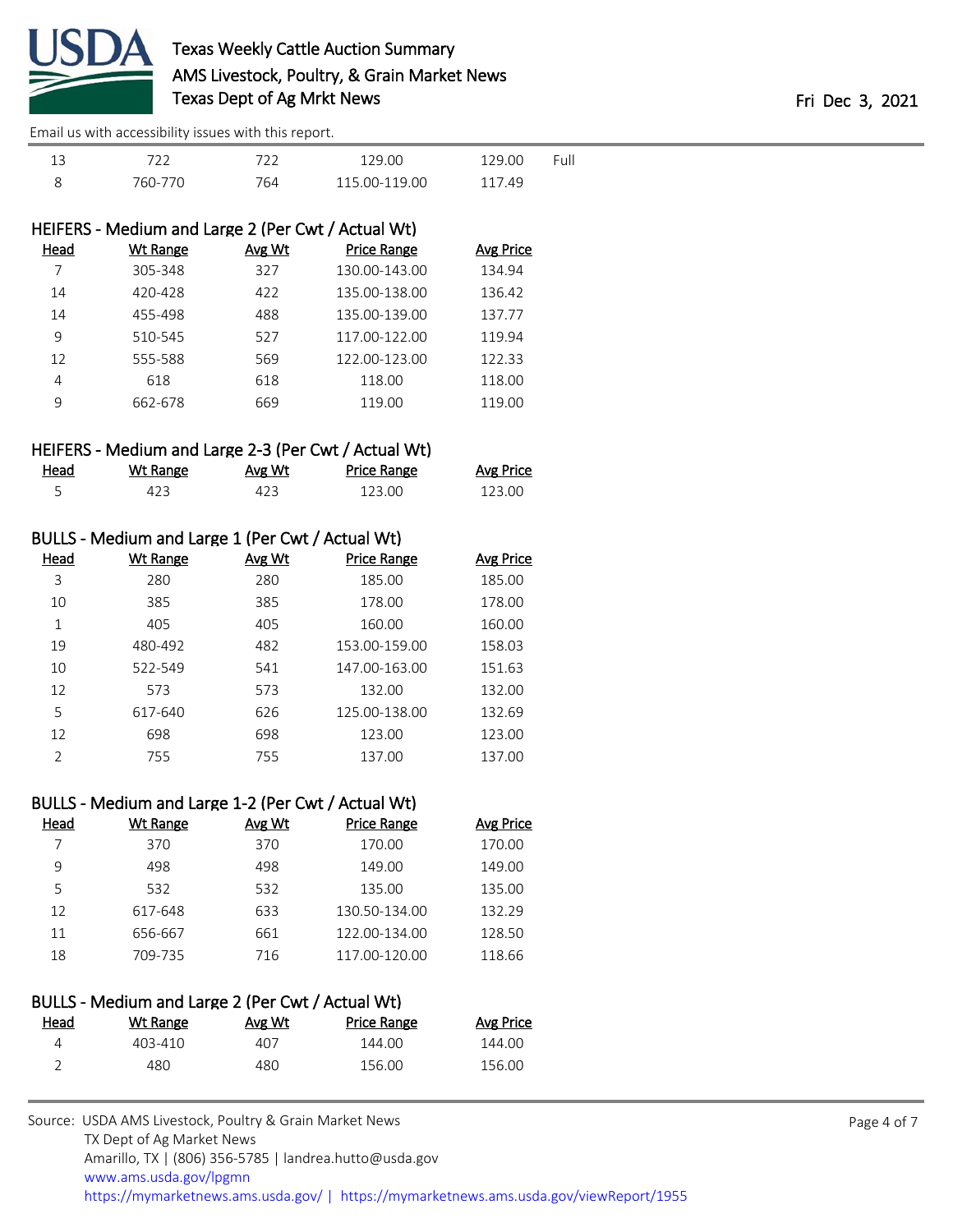| | | | | | |
|---|---|---|---|---|---|
| 13 | 722 | 722 | 129.00 | 129.00 | Full |
| 8 | 760-770 | 764 | 115.00-119.00 | 117.49 | |

### HEIFERS - Medium and Large 2 (Per Cwt / Actual Wt)

| Head | Wt Range | Avg Wt | Price Range | Avg Price |
|---|---|---|---|---|
| 7 | 305-348 | 327 | 130.00-143.00 | 134.94 |
| 14 | 420-428 | 422 | 135.00-138.00 | 136.42 |
| 14 | 455-498 | 488 | 135.00-139.00 | 137.77 |
| 9 | 510-545 | 527 | 117.00-122.00 | 119.94 |
| 12 | 555-588 | 569 | 122.00-123.00 | 122.33 |
| 4 | 618 | 618 | 118.00 | 118.00 |
| 9 | 662-678 | 669 | 119.00 | 119.00 |

### HEIFERS - Medium and Large 2-3 (Per Cwt / Actual Wt)

| Head | Wt Range | Avg Wt | Price Range | Avg Price |
|---|---|---|---|---|
| 5 | 423 | 423 | 123.00 | 123.00 |

### BULLS - Medium and Large 1 (Per Cwt / Actual Wt)

| Head | Wt Range | Avg Wt | Price Range | Avg Price |
|---|---|---|---|---|
| 3 | 280 | 280 | 185.00 | 185.00 |
| 10 | 385 | 385 | 178.00 | 178.00 |
| 1 | 405 | 405 | 160.00 | 160.00 |
| 19 | 480-492 | 482 | 153.00-159.00 | 158.03 |
| 10 | 522-549 | 541 | 147.00-163.00 | 151.63 |
| 12 | 573 | 573 | 132.00 | 132.00 |
| 5 | 617-640 | 626 | 125.00-138.00 | 132.69 |
| 12 | 698 | 698 | 123.00 | 123.00 |
| 2 | 755 | 755 | 137.00 | 137.00 |

### BULLS - Medium and Large 1-2 (Per Cwt / Actual Wt)

| Head | Wt Range | Avg Wt | Price Range | Avg Price |
|---|---|---|---|---|
| 7 | 370 | 370 | 170.00 | 170.00 |
| 9 | 498 | 498 | 149.00 | 149.00 |
| 5 | 532 | 532 | 135.00 | 135.00 |
| 12 | 617-648 | 633 | 130.50-134.00 | 132.29 |
| 11 | 656-667 | 661 | 122.00-134.00 | 128.50 |
| 18 | 709-735 | 716 | 117.00-120.00 | 118.66 |

### BULLS - Medium and Large 2 (Per Cwt / Actual Wt)

| Head | Wt Range | Avg Wt | Price Range | Avg Price |
|---|---|---|---|---|
| 4 | 403-410 | 407 | 144.00 | 144.00 |
| 2 | 480 | 480 | 156.00 | 156.00 |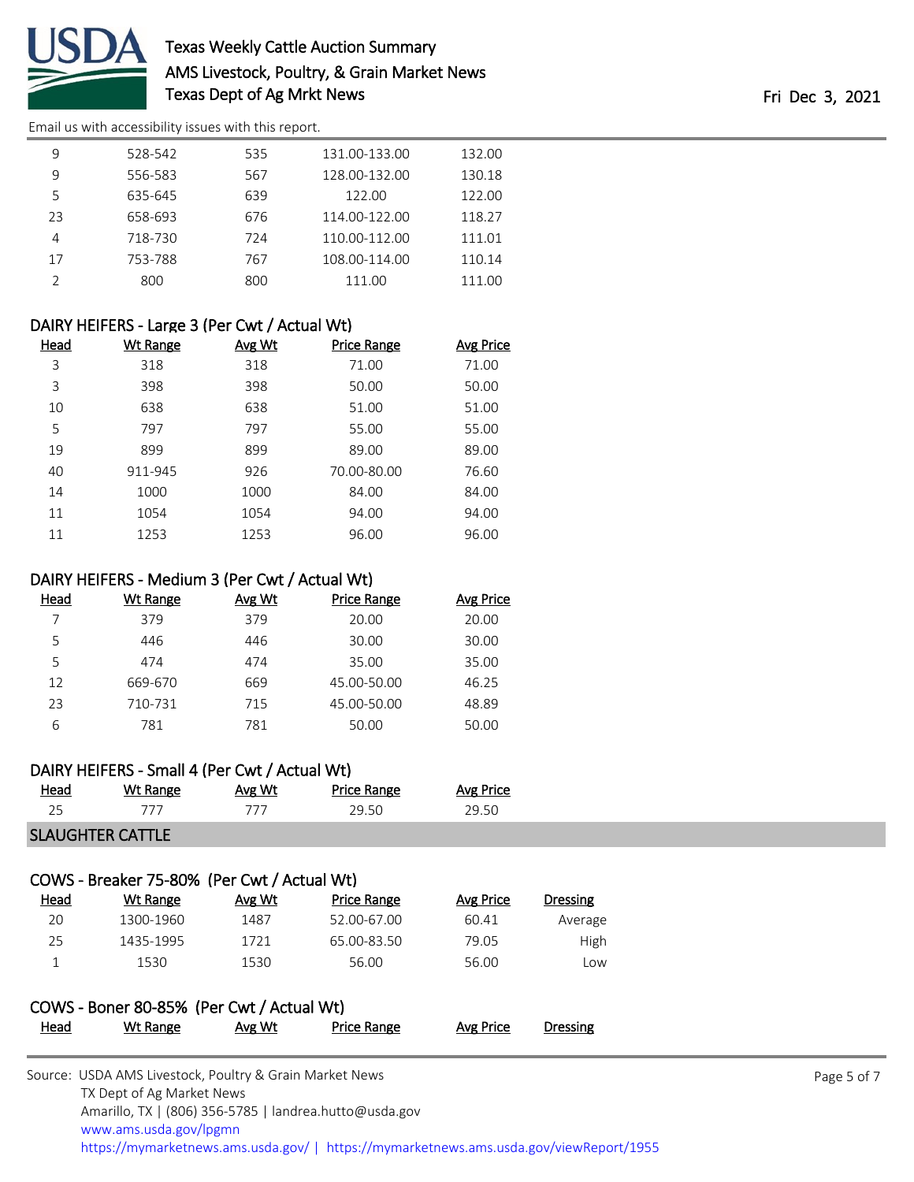| Head | Wt Range | Avg Wt | Price Range | Avg Price |
|---|---|---|---|---|
| 9 | 528-542 | 535 | 131.00-133.00 | 132.00 |
| 9 | 556-583 | 567 | 128.00-132.00 | 130.18 |
| 5 | 635-645 | 639 | 122.00 | 122.00 |
| 23 | 658-693 | 676 | 114.00-122.00 | 118.27 |
| 4 | 718-730 | 724 | 110.00-112.00 | 111.01 |
| 17 | 753-788 | 767 | 108.00-114.00 | 110.14 |
| 2 | 800 | 800 | 111.00 | 111.00 |

### DAIRY HEIFERS - Large 3 (Per Cwt / Actual Wt)

| Head | Wt Range | Avg Wt | Price Range | Avg Price |
|---|---|---|---|---|
| 3 | 318 | 318 | 71.00 | 71.00 |
| 3 | 398 | 398 | 50.00 | 50.00 |
| 10 | 638 | 638 | 51.00 | 51.00 |
| 5 | 797 | 797 | 55.00 | 55.00 |
| 19 | 899 | 899 | 89.00 | 89.00 |
| 40 | 911-945 | 926 | 70.00-80.00 | 76.60 |
| 14 | 1000 | 1000 | 84.00 | 84.00 |
| 11 | 1054 | 1054 | 94.00 | 94.00 |
| 11 | 1253 | 1253 | 96.00 | 96.00 |

### DAIRY HEIFERS - Medium 3 (Per Cwt / Actual Wt)

| Head | Wt Range | Avg Wt | Price Range | Avg Price |
|---|---|---|---|---|
| 7 | 379 | 379 | 20.00 | 20.00 |
| 5 | 446 | 446 | 30.00 | 30.00 |
| 5 | 474 | 474 | 35.00 | 35.00 |
| 12 | 669-670 | 669 | 45.00-50.00 | 46.25 |
| 23 | 710-731 | 715 | 45.00-50.00 | 48.89 |
| 6 | 781 | 781 | 50.00 | 50.00 |

### DAIRY HEIFERS - Small 4 (Per Cwt / Actual Wt)

| Head | Wt Range | Avg Wt | Price Range | Avg Price |
|---|---|---|---|---|
| 25 | 777 | 777 | 29.50 | 29.50 |

## SLAUGHTER CATTLE

### COWS - Breaker 75-80% (Per Cwt / Actual Wt)

| Head | Wt Range | Avg Wt | Price Range | Avg Price | Dressing |
|---|---|---|---|---|---|
| 20 | 1300-1960 | 1487 | 52.00-67.00 | 60.41 | Average |
| 25 | 1435-1995 | 1721 | 65.00-83.50 | 79.05 | High |
| 1 | 1530 | 1530 | 56.00 | 56.00 | Low |

### COWS - Boner 80-85% (Per Cwt / Actual Wt)

| Head | Wt Range | Avg Wt | Price Range | Avg Price | Dressing |
|---|---|---|---|---|---|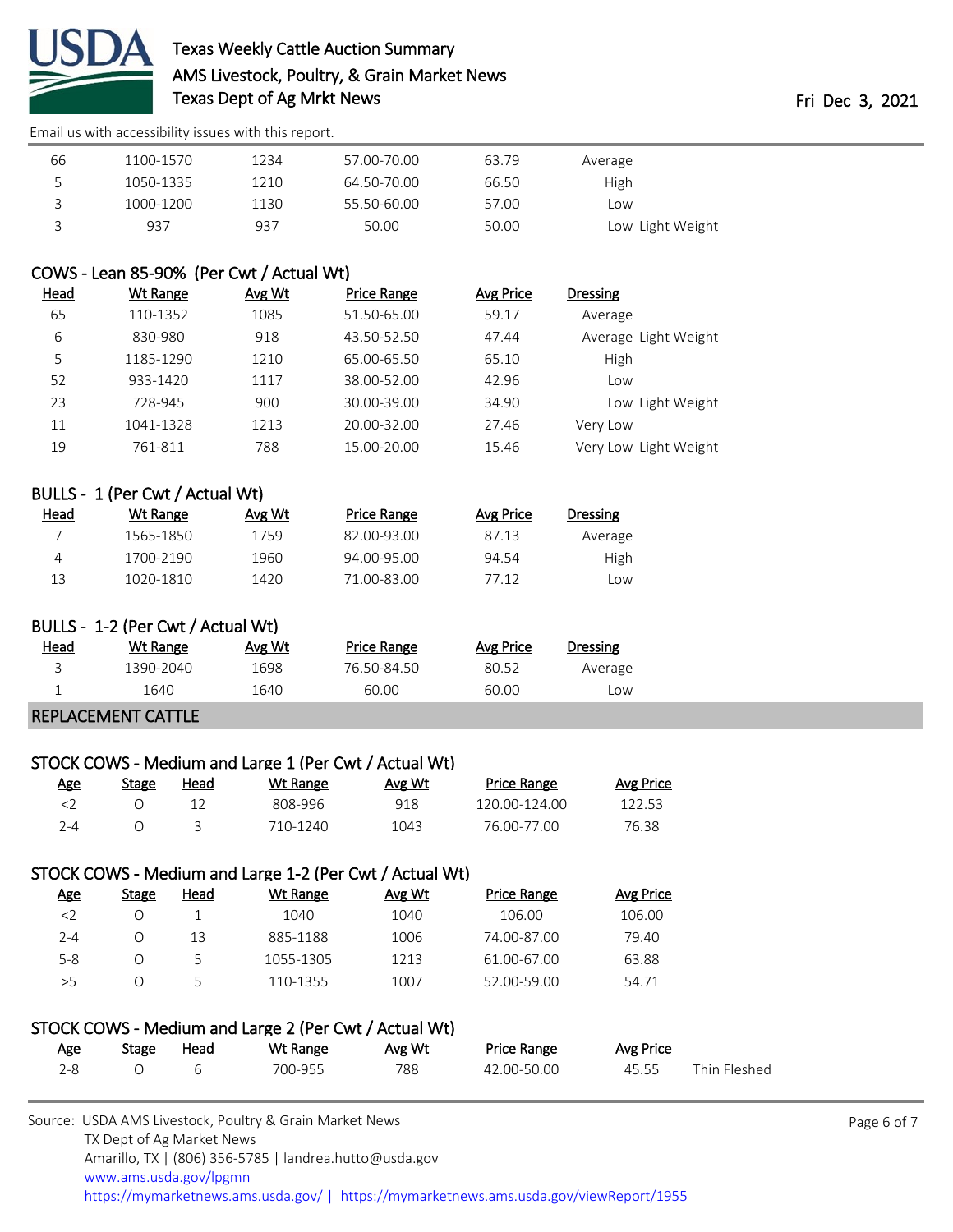Email us with accessibility issues with this report.

| Head | Wt Range | Avg Wt | Price Range | Avg Price | Dressing |
|---|---|---|---|---|---|
| 66 | 1100-1570 | 1234 | 57.00-70.00 | 63.79 | Average |
| 5 | 1050-1335 | 1210 | 64.50-70.00 | 66.50 | High |
| 3 | 1000-1200 | 1130 | 55.50-60.00 | 57.00 | Low |
| 3 | 937 | 937 | 50.00 | 50.00 | Low Light Weight |

## COWS - Lean 85-90% (Per Cwt / Actual Wt)

| Head | Wt Range | Avg Wt | Price Range | Avg Price | Dressing |
|---|---|---|---|---|---|
| 65 | 110-1352 | 1085 | 51.50-65.00 | 59.17 | Average |
| 6 | 830-980 | 918 | 43.50-52.50 | 47.44 | Average Light Weight |
| 5 | 1185-1290 | 1210 | 65.00-65.50 | 65.10 | High |
| 52 | 933-1420 | 1117 | 38.00-52.00 | 42.96 | Low |
| 23 | 728-945 | 900 | 30.00-39.00 | 34.90 | Low Light Weight |
| 11 | 1041-1328 | 1213 | 20.00-32.00 | 27.46 | Very Low |
| 19 | 761-811 | 788 | 15.00-20.00 | 15.46 | Very Low Light Weight |

## BULLS - 1 (Per Cwt / Actual Wt)

| Head | Wt Range | Avg Wt | Price Range | Avg Price | Dressing |
|---|---|---|---|---|---|
| 7 | 1565-1850 | 1759 | 82.00-93.00 | 87.13 | Average |
| 4 | 1700-2190 | 1960 | 94.00-95.00 | 94.54 | High |
| 13 | 1020-1810 | 1420 | 71.00-83.00 | 77.12 | Low |

## BULLS - 1-2 (Per Cwt / Actual Wt)

| Head | Wt Range | Avg Wt | Price Range | Avg Price | Dressing |
|---|---|---|---|---|---|
| 3 | 1390-2040 | 1698 | 76.50-84.50 | 80.52 | Average |
| 1 | 1640 | 1640 | 60.00 | 60.00 | Low |

# REPLACEMENT CATTLE

## STOCK COWS - Medium and Large 1 (Per Cwt / Actual Wt)

| Age | Stage | Head | Wt Range | Avg Wt | Price Range | Avg Price |
|---|---|---|---|---|---|---|
| <2 | O | 12 | 808-996 | 918 | 120.00-124.00 | 122.53 |
| 2-4 | O | 3 | 710-1240 | 1043 | 76.00-77.00 | 76.38 |

## STOCK COWS - Medium and Large 1-2 (Per Cwt / Actual Wt)

| Age | Stage | Head | Wt Range | Avg Wt | Price Range | Avg Price |
|---|---|---|---|---|---|---|
| <2 | O | 1 | 1040 | 1040 | 106.00 | 106.00 |
| 2-4 | O | 13 | 885-1188 | 1006 | 74.00-87.00 | 79.40 |
| 5-8 | O | 5 | 1055-1305 | 1213 | 61.00-67.00 | 63.88 |
| >5 | O | 5 | 110-1355 | 1007 | 52.00-59.00 | 54.71 |

## STOCK COWS - Medium and Large 2 (Per Cwt / Actual Wt)

| Age | Stage | Head | Wt Range | Avg Wt | Price Range | Avg Price | |
|---|---|---|---|---|---|---|---|
| 2-8 | O | 6 | 700-955 | 788 | 42.00-50.00 | 45.55 | Thin Fleshed |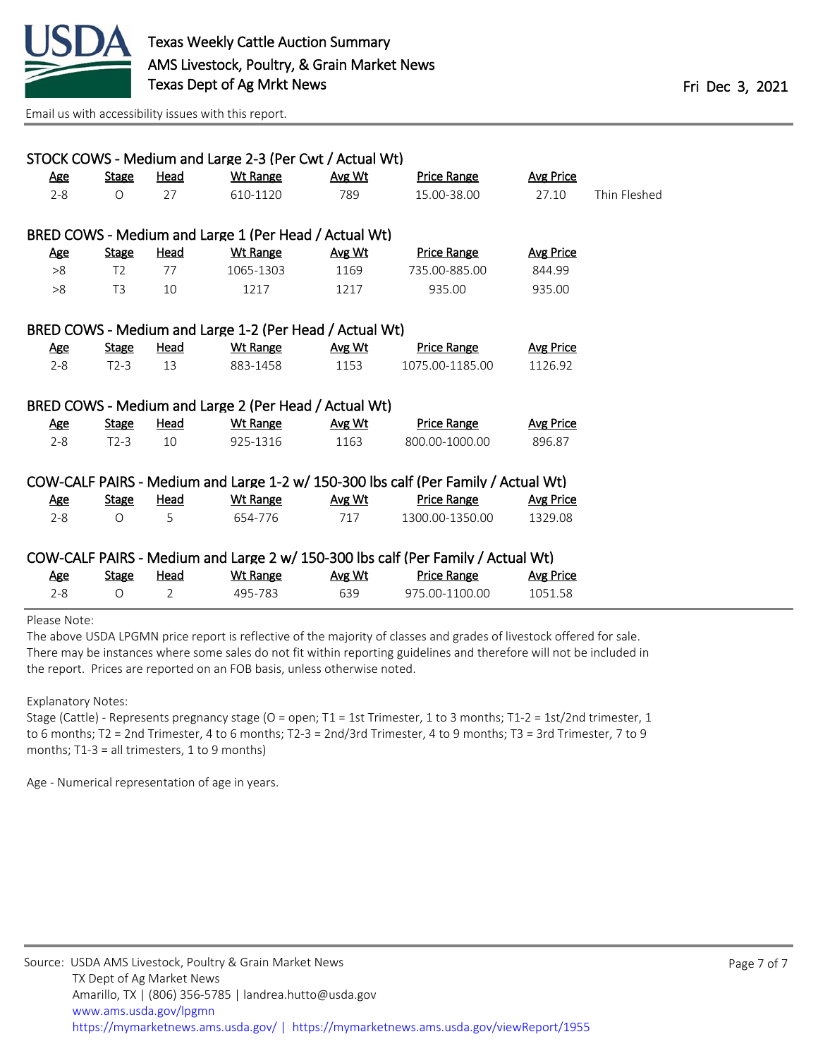STOCK COWS - Medium and Large 2-3 (Per Cwt / Actual Wt)

| Age | Stage | Head | Wt Range | Avg Wt | Price Range | Avg Price | |
|---|---|---|---|---|---|---|---|
| 2-8 | O | 27 | 610-1120 | 789 | 15.00-38.00 | 27.10 | Thin Fleshed |

BRED COWS - Medium and Large 1 (Per Head / Actual Wt)

| Age | Stage | Head | Wt Range | Avg Wt | Price Range | Avg Price |
|---|---|---|---|---|---|---|
| >8 | T2 | 77 | 1065-1303 | 1169 | 735.00-885.00 | 844.99 |
| >8 | T3 | 10 | 1217 | 1217 | 935.00 | 935.00 |

BRED COWS - Medium and Large 1-2 (Per Head / Actual Wt)

| Age | Stage | Head | Wt Range | Avg Wt | Price Range | Avg Price |
|---|---|---|---|---|---|---|
| 2-8 | T2-3 | 13 | 883-1458 | 1153 | 1075.00-1185.00 | 1126.92 |

BRED COWS - Medium and Large 2 (Per Head / Actual Wt)

| Age | Stage | Head | Wt Range | Avg Wt | Price Range | Avg Price |
|---|---|---|---|---|---|---|
| 2-8 | T2-3 | 10 | 925-1316 | 1163 | 800.00-1000.00 | 896.87 |

COW-CALF PAIRS - Medium and Large 1-2 w/ 150-300 lbs calf (Per Family / Actual Wt)

| Age | Stage | Head | Wt Range | Avg Wt | Price Range | Avg Price |
|---|---|---|---|---|---|---|
| 2-8 | O | 5 | 654-776 | 717 | 1300.00-1350.00 | 1329.08 |

COW-CALF PAIRS - Medium and Large 2 w/ 150-300 lbs calf (Per Family / Actual Wt)

| Age | Stage | Head | Wt Range | Avg Wt | Price Range | Avg Price |
|---|---|---|---|---|---|---|
| 2-8 | O | 2 | 495-783 | 639 | 975.00-1100.00 | 1051.58 |

Please Note:

The above USDA LPGMN price report is reflective of the majority of classes and grades of livestock offered for sale. There may be instances where some sales do not fit within reporting guidelines and therefore will not be included in the report. Prices are reported on an FOB basis, unless otherwise noted.

Explanatory Notes:

Stage (Cattle) - Represents pregnancy stage (O = open; T1 = 1st Trimester, 1 to 3 months; T1-2 = 1st/2nd trimester, 1 to 6 months; T2 = 2nd Trimester, 4 to 6 months; T2-3 = 2nd/3rd Trimester, 4 to 9 months; T3 = 3rd Trimester, 7 to 9 months; T1-3 = all trimesters, 1 to 9 months)

Age - Numerical representation of age in years.

Source: USDA AMS Livestock, Poultry & Grain Market News
TX Dept of Ag Market News
Amarillo, TX | (806) 356-5785 | landrea.hutto@usda.gov
www.ams.usda.gov/lpgmn
https://mymarketnews.ams.usda.gov/ | https://mymarketnews.ams.usda.gov/viewReport/1955